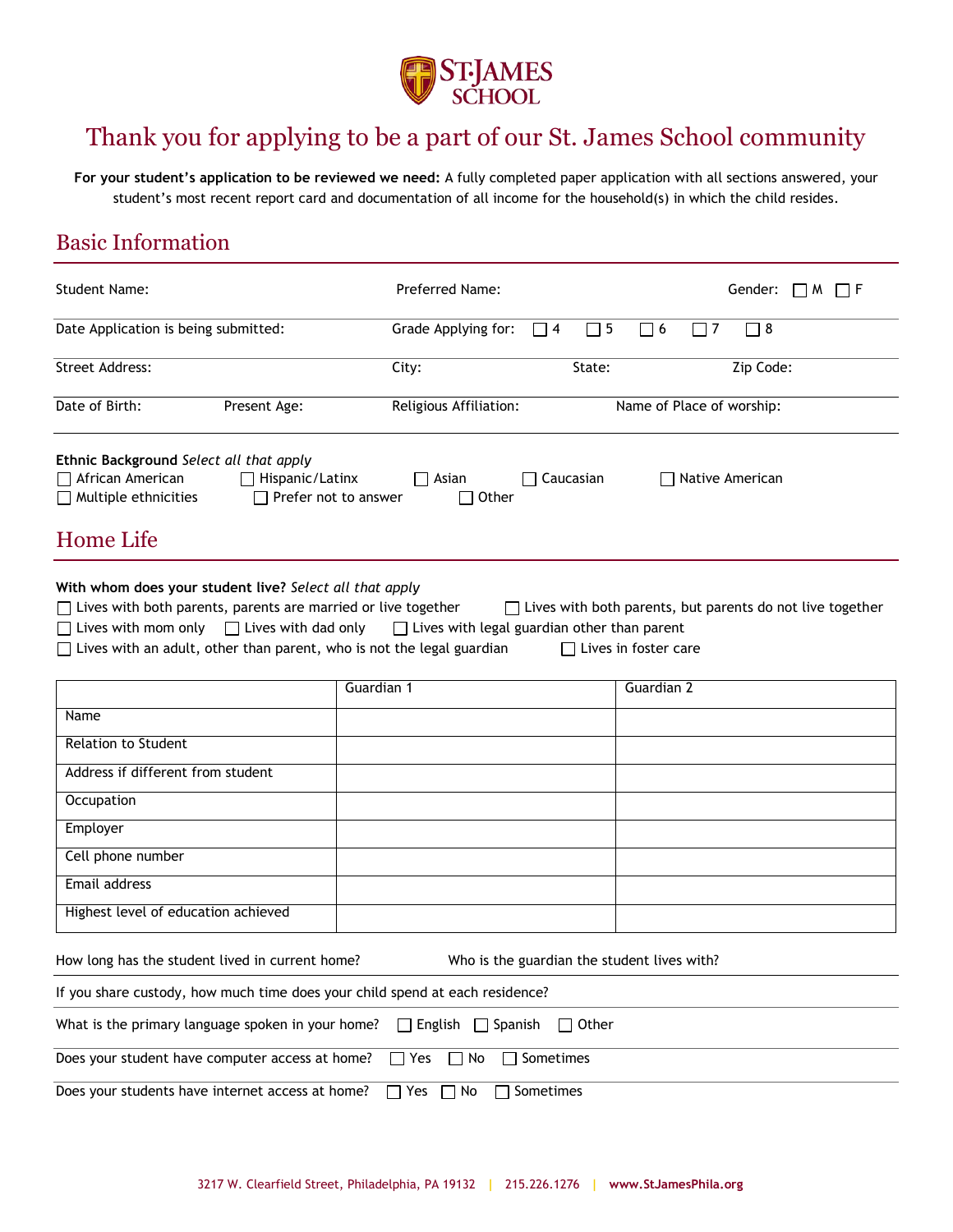ST·JAMES SCHOOL

# Thank you for applying to be a part of our St. James School community

**For your student's application to be reviewed we need:** A fully completed paper application with all sections answered, your student's most recent report card and documentation of all income for the household(s) in which the child resides.

## Basic Information

Student Name: Preferred Name: Gender: ☐ M ☐ F

Date Application is being submitted: Grade Applying for: ☐ 4 ☐ 5 ☐ 6 ☐ 7 ☐ 8

Street Address: City: State: Zip Code:

Date of Birth: Present Age: Religious Affiliation: Name of Place of worship:

**Ethnic Background** *Select all that apply*

☐ African American ☐ Hispanic/Latinx ☐ Asian ☐ Caucasian ☐ Native American
☐ Multiple ethnicities ☐ Prefer not to answer ☐ Other

## Home Life

**With whom does your student live?** *Select all that apply*

☐ Lives with both parents, parents are married or live together ☐ Lives with both parents, but parents do not live together
☐ Lives with mom only ☐ Lives with dad only ☐ Lives with legal guardian other than parent
☐ Lives with an adult, other than parent, who is not the legal guardian ☐ Lives in foster care

| | Guardian 1 | Guardian 2 |
|---|---|---|
| Name | | |
| Relation to Student | | |
| Address if different from student | | |
| Occupation | | |
| Employer | | |
| Cell phone number | | |
| Email address | | |
| Highest level of education achieved | | |

How long has the student lived in current home? Who is the guardian the student lives with?

If you share custody, how much time does your child spend at each residence?

What is the primary language spoken in your home? ☐ English ☐ Spanish ☐ Other

Does your student have computer access at home? ☐ Yes ☐ No ☐ Sometimes

Does your students have internet access at home? ☐ Yes ☐ No ☐ Sometimes

3217 W. Clearfield Street, Philadelphia, PA 19132 | 215.226.1276 | www.StJamesPhila.org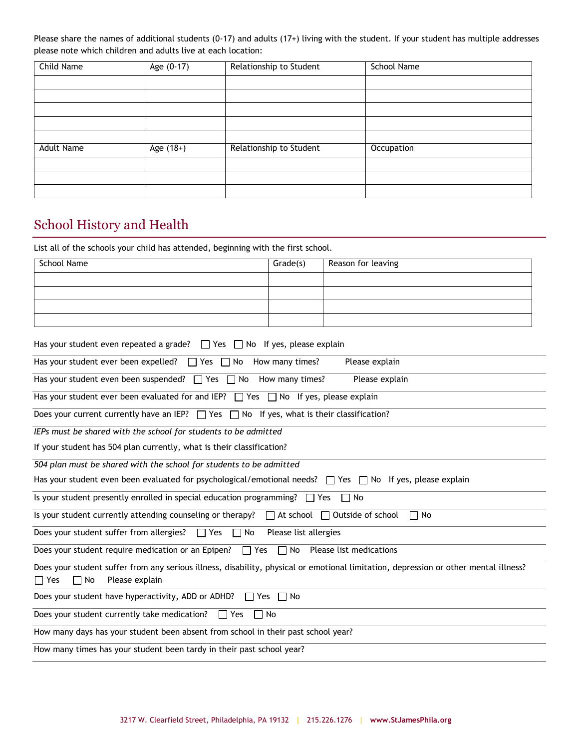Please share the names of additional students (0-17) and adults (17+) living with the student. If your student has multiple addresses please note which children and adults live at each location:

| Child Name | Age (0-17) | Relationship to Student | School Name |
| --- | --- | --- | --- |
| | | | |
| | | | |
| | | | |
| | | | |
| | | | |
| Adult Name | Age (18+) | Relationship to Student | Occupation |
| | | | |
| | | | |
| | | | |

## School History and Health

List all of the schools your child has attended, beginning with the first school.

| School Name | Grade(s) | Reason for leaving |
| --- | --- | --- |
| | | |
| | | |
| | | |
| | | |

Has your student even repeated a grade? ☐ Yes ☐ No If yes, please explain

Has your student ever been expelled? ☐ Yes ☐ No How many times? Please explain

Has your student even been suspended? ☐ Yes ☐ No How many times? Please explain

Has your student ever been evaluated for and IEP? ☐ Yes ☐ No If yes, please explain

Does your current currently have an IEP? ☐ Yes ☐ No If yes, what is their classification?

*IEPs must be shared with the school for students to be admitted*

If your student has 504 plan currently, what is their classification?

*504 plan must be shared with the school for students to be admitted*

Has your student even been evaluated for psychological/emotional needs? ☐ Yes ☐ No If yes, please explain

Is your student presently enrolled in special education programming? ☐ Yes ☐ No

Is your student currently attending counseling or therapy? ☐ At school ☐ Outside of school ☐ No

Does your student suffer from allergies? ☐ Yes ☐ No Please list allergies

Does your student require medication or an Epipen? ☐ Yes ☐ No Please list medications

Does your student suffer from any serious illness, disability, physical or emotional limitation, depression or other mental illness? ☐ Yes ☐ No Please explain

Does your student have hyperactivity, ADD or ADHD? ☐ Yes ☐ No

Does your student currently take medication? ☐ Yes ☐ No

How many days has your student been absent from school in their past school year?

How many times has your student been tardy in their past school year?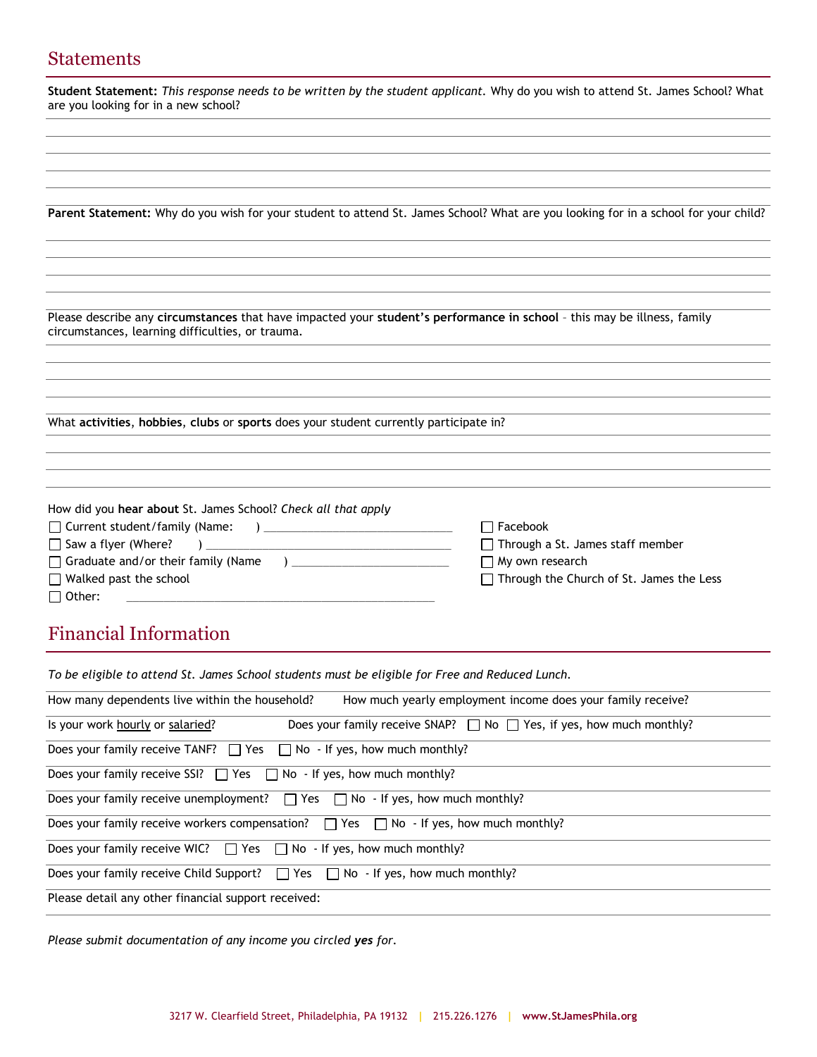## Statements

**Student Statement:** *This response needs to be written by the student applicant.* Why do you wish to attend St. James School? What are you looking for in a new school?

**Parent Statement:** Why do you wish for your student to attend St. James School? What are you looking for in a school for your child?

Please describe any **circumstances** that have impacted your **student's performance in school** – this may be illness, family circumstances, learning difficulties, or trauma.

What **activities**, **hobbies**, **clubs** or **sports** does your student currently participate in?

How did you **hear about** St. James School? *Check all that apply*

- ☐ Current student/family (Name: ) ______________________________
- ☐ Saw a flyer (Where? ) ________________________________________
- ☐ Graduate and/or their family (Name ) __________________________
- ☐ Walked past the school
- ☐ Other: ______________________________________________________
- ☐ Facebook
- ☐ Through a St. James staff member
- ☐ My own research
- ☐ Through the Church of St. James the Less

## Financial Information

*To be eligible to attend St. James School students must be eligible for Free and Reduced Lunch.*

How many dependents live within the household? How much yearly employment income does your family receive?

Is your work hourly or salaried? Does your family receive SNAP? ☐ No ☐ Yes, if yes, how much monthly?

Does your family receive TANF? ☐ Yes ☐ No - If yes, how much monthly?

Does your family receive SSI? ☐ Yes ☐ No - If yes, how much monthly?

Does your family receive unemployment? ☐ Yes ☐ No - If yes, how much monthly?

Does your family receive workers compensation? ☐ Yes ☐ No - If yes, how much monthly?

Does your family receive WIC? ☐ Yes ☐ No - If yes, how much monthly?

Does your family receive Child Support? ☐ Yes ☐ No - If yes, how much monthly?

Please detail any other financial support received:

*Please submit documentation of any income you circled **yes** for.*

3217 W. Clearfield Street, Philadelphia, PA 19132 | 215.226.1276 | **www.StJamesPhila.org**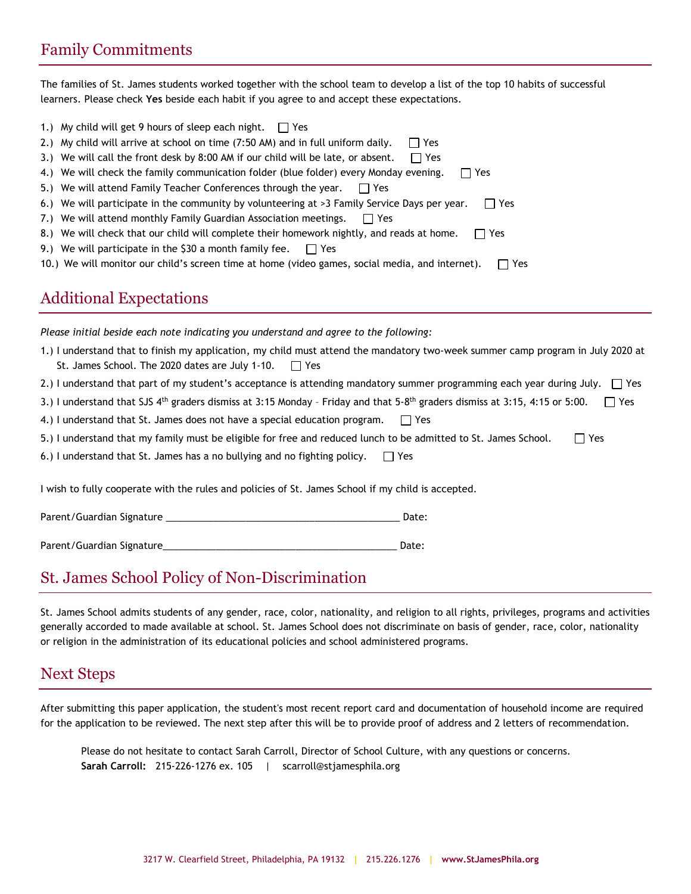## Family Commitments

The families of St. James students worked together with the school team to develop a list of the top 10 habits of successful learners. Please check **Yes** beside each habit if you agree to and accept these expectations.

1.) My child will get 9 hours of sleep each night. ☐ Yes
2.) My child will arrive at school on time (7:50 AM) and in full uniform daily. ☐ Yes
3.) We will call the front desk by 8:00 AM if our child will be late, or absent. ☐ Yes
4.) We will check the family communication folder (blue folder) every Monday evening. ☐ Yes
5.) We will attend Family Teacher Conferences through the year. ☐ Yes
6.) We will participate in the community by volunteering at >3 Family Service Days per year. ☐ Yes
7.) We will attend monthly Family Guardian Association meetings. ☐ Yes
8.) We will check that our child will complete their homework nightly, and reads at home. ☐ Yes
9.) We will participate in the $30 a month family fee. ☐ Yes
10.) We will monitor our child's screen time at home (video games, social media, and internet). ☐ Yes

## Additional Expectations

*Please initial beside each note indicating you understand and agree to the following:*

1.) I understand that to finish my application, my child must attend the mandatory two-week summer camp program in July 2020 at St. James School. The 2020 dates are July 1-10. ☐ Yes
2.) I understand that part of my student's acceptance is attending mandatory summer programming each year during July. ☐ Yes
3.) I understand that SJS 4th graders dismiss at 3:15 Monday – Friday and that 5-8th graders dismiss at 3:15, 4:15 or 5:00. ☐ Yes
4.) I understand that St. James does not have a special education program. ☐ Yes
5.) I understand that my family must be eligible for free and reduced lunch to be admitted to St. James School. ☐ Yes
6.) I understand that St. James has a no bullying and no fighting policy. ☐ Yes

I wish to fully cooperate with the rules and policies of St. James School if my child is accepted.

Parent/Guardian Signature ____________________________________________ Date:

Parent/Guardian Signature____________________________________________ Date:

## St. James School Policy of Non-Discrimination

St. James School admits students of any gender, race, color, nationality, and religion to all rights, privileges, programs and activities generally accorded to made available at school. St. James School does not discriminate on basis of gender, race, color, nationality or religion in the administration of its educational policies and school administered programs.

## Next Steps

After submitting this paper application, the student's most recent report card and documentation of household income are required for the application to be reviewed. The next step after this will be to provide proof of address and 2 letters of recommendation.

Please do not hesitate to contact Sarah Carroll, Director of School Culture, with any questions or concerns.
**Sarah Carroll:** 215-226-1276 ex. 105 | scarroll@stjamesphila.org

3217 W. Clearfield Street, Philadelphia, PA 19132 | 215.226.1276 | **www.StJamesPhila.org**